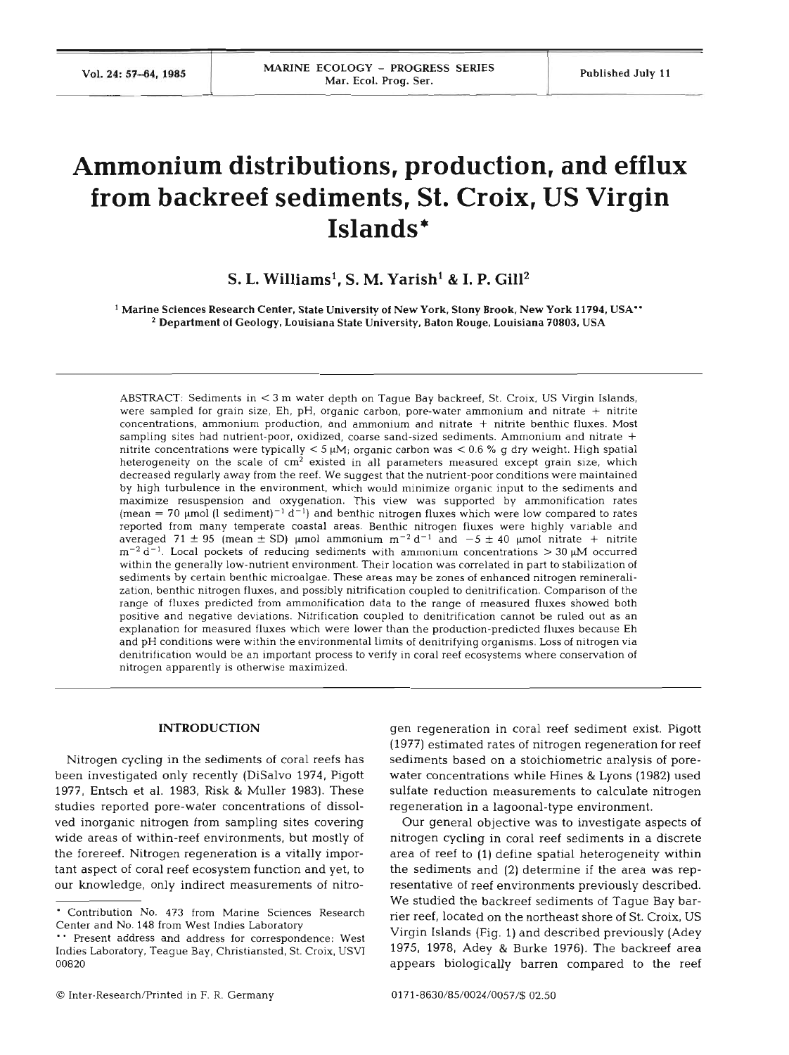# Ammonium distributions, production, and efflux from backreef sediments, St. Croix, US Virgin Islands*

**S. L. Williams[1], S. M. Yarish[1] & I. P. Gill[2]**

[1] Marine Sciences Research Center, State University of New York, Stony Brook, New York 11794, USA**

[2] Department of Geology, Louisiana State University, Baton Rouge, Louisiana 70803, USA

ABSTRACT: Sediments in < 3 m water depth on Tague Bay backreef, St. Croix, US Virgin Islands, were sampled for grain size, Eh, pH, organic carbon, pore-water ammonium and nitrate + nitrite concentrations, ammonium production, and ammonium and nitrate + nitrite benthic fluxes. Most sampling sites had nutrient-poor, oxidized, coarse sand-sized sediments. Ammonium and nitrate + nitrite concentrations were typically < 5 μM; organic carbon was < 0.6 % g dry weight. High spatial heterogeneity on the scale of $cm^2$ existed in all parameters measured except grain size, which decreased regularly away from the reef. We suggest that the nutrient-poor conditions were maintained by high turbulence in the environment, which would minimize organic input to the sediments and maximize resuspension and oxygenation. This view was supported by ammonification rates (mean = 70 μmol (l sediment)$^{-1}$ d$^{-1}$) and benthic nitrogen fluxes which were low compared to rates reported from many temperate coastal areas. Benthic nitrogen fluxes were highly variable and averaged 71 ± 95 (mean ± SD) μmol ammonium m$^{-2}$ d$^{-1}$ and −5 ± 40 μmol nitrate + nitrite m$^{-2}$ d$^{-1}$. Local pockets of reducing sediments with ammonium concentrations > 30 μM occurred within the generally low-nutrient environment. Their location was correlated in part to stabilization of sediments by certain benthic microalgae. These areas may be zones of enhanced nitrogen remineralization, benthic nitrogen fluxes, and possibly nitrification coupled to denitrification. Comparison of the range of fluxes predicted from ammonification data to the range of measured fluxes showed both positive and negative deviations. Nitrification coupled to denitrification cannot be ruled out as an explanation for measured fluxes which were lower than the production-predicted fluxes because Eh and pH conditions were within the environmental limits of denitrifying organisms. Loss of nitrogen via denitrification would be an important process to verify in coral reef ecosystems where conservation of nitrogen apparently is otherwise maximized.

## INTRODUCTION

Nitrogen cycling in the sediments of coral reefs has been investigated only recently (DiSalvo 1974, Pigott 1977, Entsch et al. 1983, Risk & Muller 1983). These studies reported pore-water concentrations of dissolved inorganic nitrogen from sampling sites covering wide areas of within-reef environments, but mostly of the forereef. Nitrogen regeneration is a vitally important aspect of coral reef ecosystem function and yet, to our knowledge, only indirect measurements of nitrogen regeneration in coral reef sediment exist. Pigott (1977) estimated rates of nitrogen regeneration for reef sediments based on a stoichiometric analysis of pore-water concentrations while Hines & Lyons (1982) used sulfate reduction measurements to calculate nitrogen regeneration in a lagoonal-type environment.

Our general objective was to investigate aspects of nitrogen cycling in coral reef sediments in a discrete area of reef to (1) define spatial heterogeneity within the sediments and (2) determine if the area was representative of reef environments previously described. We studied the backreef sediments of Tague Bay barrier reef, located on the northeast shore of St. Croix, US Virgin Islands (Fig. 1) and described previously (Adey 1975, 1978, Adey & Burke 1976). The backreef area appears biologically barren compared to the reef

* Contribution No. 473 from Marine Sciences Research Center and No. 148 from West Indies Laboratory

** Present address and address for correspondence: West Indies Laboratory, Teague Bay, Christiansted, St. Croix, USVI 00820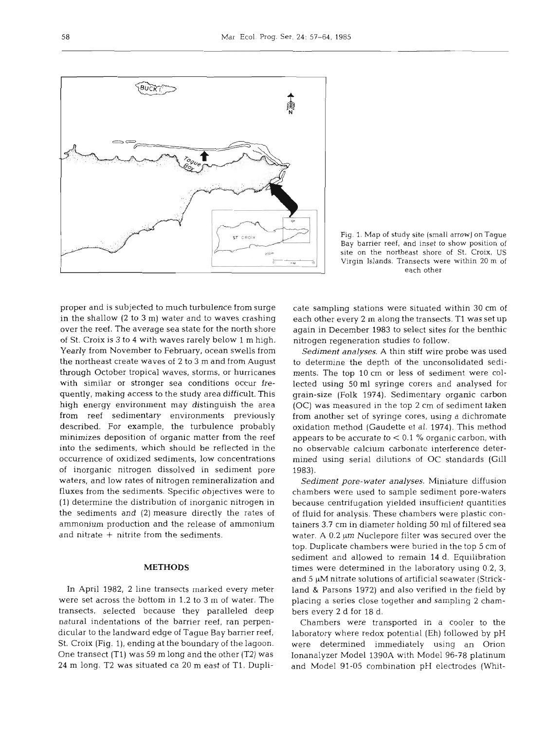Fig. 1. Map of study site (small arrow) on Tague Bay barrier reef, and inset to show position of site on the northeast shore of St. Croix, US Virgin Islands. Transects were within 20 m of each other

proper and is subjected to much turbulence from surge in the shallow (2 to 3 m) water and to waves crashing over the reef. The average sea state for the north shore of St. Croix is 3 to 4 with waves rarely below 1 m high. Yearly from November to February, ocean swells from the northeast create waves of 2 to 3 m and from August through October tropical waves, storms, or hurricanes with similar or stronger sea conditions occur frequently, making access to the study area difficult. This high energy environment may distinguish the area from reef sedimentary environments previously described. For example, the turbulence probably minimizes deposition of organic matter from the reef into the sediments, which should be reflected in the occurrence of oxidized sediments, low concentrations of inorganic nitrogen dissolved in sediment pore waters, and low rates of nitrogen remineralization and fluxes from the sediments. Specific objectives were to (1) determine the distribution of inorganic nitrogen in the sediments and (2) measure directly the rates of ammonium production and the release of ammonium and nitrate + nitrite from the sediments.

## METHODS

In April 1982, 2 line transects marked every meter were set across the bottom in 1.2 to 3 m of water. The transects, selected because they paralleled deep natural indentations of the barrier reef, ran perpendicular to the landward edge of Tague Bay barrier reef, St. Croix (Fig. 1), ending at the boundary of the lagoon. One transect (T1) was 59 m long and the other (T2) was 24 m long. T2 was situated ca 20 m east of T1. Duplicate sampling stations were situated within 30 cm of each other every 2 m along the transects. T1 was set up again in December 1983 to select sites for the benthic nitrogen regeneration studies to follow.

*Sediment analyses.* A thin stiff wire probe was used to determine the depth of the unconsolidated sediments. The top 10 cm or less of sediment were collected using 50 ml syringe corers and analysed for grain-size (Folk 1974). Sedimentary organic carbon (OC) was measured in the top 2 cm of sediment taken from another set of syringe cores, using a dichromate oxidation method (Gaudette et al. 1974). This method appears to be accurate to < 0.1 % organic carbon, with no observable calcium carbonate interference determined using serial dilutions of OC standards (Gill 1983).

*Sediment pore-water analyses.* Miniature diffusion chambers were used to sample sediment pore-waters because centrifugation yielded insufficient quantities of fluid for analysis. These chambers were plastic containers 3.7 cm in diameter holding 50 ml of filtered sea water. A 0.2 μm Nuclepore filter was secured over the top. Duplicate chambers were buried in the top 5 cm of sediment and allowed to remain 14 d. Equilibration times were determined in the laboratory using 0.2, 3, and 5 μM nitrate solutions of artificial seawater (Strickland & Parsons 1972) and also verified in the field by placing a series close together and sampling 2 chambers every 2 d for 18 d.

Chambers were transported in a cooler to the laboratory where redox potential (Eh) followed by pH were determined immediately using an Orion Ionanalyzer Model 1390A with Model 96-78 platinum and Model 91-05 combination pH electrodes (Whit-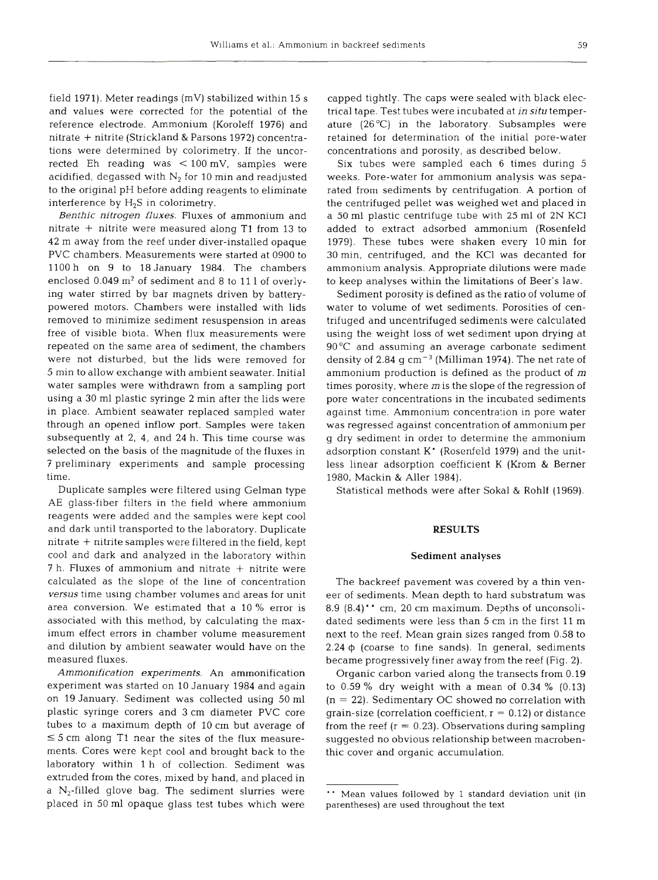field 1971). Meter readings (mV) stabilized within 15 s and values were corrected for the potential of the reference electrode. Ammonium (Koroleff 1976) and nitrate + nitrite (Strickland & Parsons 1972) concentrations were determined by colorimetry. If the uncorrected Eh reading was < 100 mV, samples were acidified, degassed with $N_2$ for 10 min and readjusted to the original pH before adding reagents to eliminate interference by $H_2S$ in colorimetry.

*Benthic nitrogen fluxes.* Fluxes of ammonium and nitrate + nitrite were measured along T1 from 13 to 42 m away from the reef under diver-installed opaque PVC chambers. Measurements were started at 0900 to 1100 h on 9 to 18 January 1984. The chambers enclosed 0.049 $m^2$ of sediment and 8 to 11 l of overlying water stirred by bar magnets driven by battery-powered motors. Chambers were installed with lids removed to minimize sediment resuspension in areas free of visible biota. When flux measurements were repeated on the same area of sediment, the chambers were not disturbed, but the lids were removed for 5 min to allow exchange with ambient seawater. Initial water samples were withdrawn from a sampling port using a 30 ml plastic syringe 2 min after the lids were in place. Ambient seawater replaced sampled water through an opened inflow port. Samples were taken subsequently at 2, 4, and 24 h. This time course was selected on the basis of the magnitude of the fluxes in 7 preliminary experiments and sample processing time.

Duplicate samples were filtered using Gelman type AE glass-fiber filters in the field where ammonium reagents were added and the samples were kept cool and dark until transported to the laboratory. Duplicate nitrate + nitrite samples were filtered in the field, kept cool and dark and analyzed in the laboratory within 7 h. Fluxes of ammonium and nitrate + nitrite were calculated as the slope of the line of concentration *versus* time using chamber volumes and areas for unit area conversion. We estimated that a 10 % error is associated with this method, by calculating the maximum effect errors in chamber volume measurement and dilution by ambient seawater would have on the measured fluxes.

*Ammonification experiments.* An ammonification experiment was started on 10 January 1984 and again on 19 January. Sediment was collected using 50 ml plastic syringe corers and 3 cm diameter PVC core tubes to a maximum depth of 10 cm but average of ≤ 5 cm along T1 near the sites of the flux measurements. Cores were kept cool and brought back to the laboratory within 1 h of collection. Sediment was extruded from the cores, mixed by hand, and placed in a $N_2$-filled glove bag. The sediment slurries were placed in 50 ml opaque glass test tubes which were capped tightly. The caps were sealed with black electrical tape. Test tubes were incubated at *in situ* temperature (26 °C) in the laboratory. Subsamples were retained for determination of the initial pore-water concentrations and porosity, as described below.

Six tubes were sampled each 6 times during 5 weeks. Pore-water for ammonium analysis was separated from sediments by centrifugation. A portion of the centrifuged pellet was weighed wet and placed in a 50 ml plastic centrifuge tube with 25 ml of 2N KCl added to extract adsorbed ammonium (Rosenfeld 1979). These tubes were shaken every 10 min for 30 min, centrifuged, and the KCl was decanted for ammonium analysis. Appropriate dilutions were made to keep analyses within the limitations of Beer's law.

Sediment porosity is defined as the ratio of volume of water to volume of wet sediments. Porosities of centrifuged and uncentrifuged sediments were calculated using the weight loss of wet sediment upon drying at 90 °C and assuming an average carbonate sediment density of 2.84 g $cm^{-3}$ (Milliman 1974). The net rate of ammonium production is defined as the product of *m* times porosity, where *m* is the slope of the regression of pore water concentrations in the incubated sediments against time. Ammonium concentration in pore water was regressed against concentration of ammonium per g dry sediment in order to determine the ammonium adsorption constant $K^*$ (Rosenfeld 1979) and the unitless linear adsorption coefficient K (Krom & Berner 1980, Mackin & Aller 1984).

Statistical methods were after Sokal & Rohlf (1969).

## RESULTS

### Sediment analyses

The backreef pavement was covered by a thin veneer of sediments. Mean depth to hard substratum was 8.9 (8.4)** cm, 20 cm maximum. Depths of unconsolidated sediments were less than 5 cm in the first 11 m next to the reef. Mean grain sizes ranged from 0.58 to 2.24 ϕ (coarse to fine sands). In general, sediments became progressively finer away from the reef (Fig. 2).

Organic carbon varied along the transects from 0.19 to 0.59 % dry weight with a mean of 0.34 % (0.13) (n = 22). Sedimentary OC showed no correlation with grain-size (correlation coefficient, r = 0.12) or distance from the reef (r = 0.23). Observations during sampling suggested no obvious relationship between macrobenthic cover and organic accumulation.

** Mean values followed by 1 standard deviation unit (in parentheses) are used throughout the text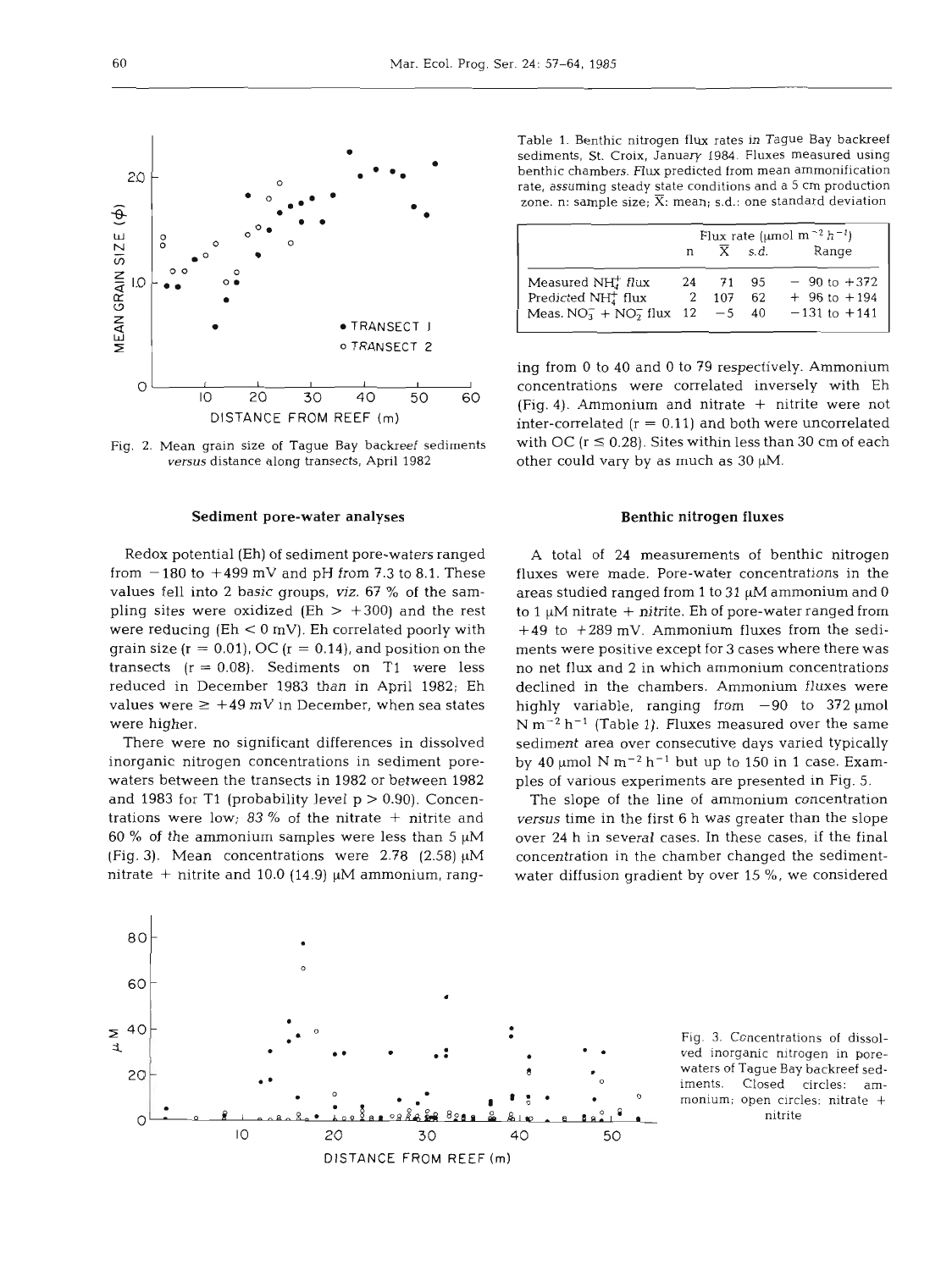Fig. 2. Mean grain size of Tague Bay backreef sediments *versus* distance along transects, April 1982

Table 1. Benthic nitrogen flux rates in Tague Bay backreef sediments, St. Croix, January 1984. Fluxes measured using benthic chambers. Flux predicted from mean ammonification rate, assuming steady state conditions and a 5 cm production zone. n: sample size; $\overline{X}$: mean; s.d.: one standard deviation

| | Flux rate ($\mu$mol m$^{-2}$ h$^{-1}$) | | | |
|---|---|---|---|---|
| | n | $\overline{X}$ | s.d. | Range |
| Measured $NH_4^+$ flux | 24 | 71 | 95 | $-$ 90 to +372 |
| Predicted $NH_4^+$ flux | 2 | 107 | 62 | + 96 to +194 |
| Meas. $NO_3^-$ + $NO_2^-$ flux | 12 | $-5$ | 40 | $-131$ to +141 |

## Sediment pore-water analyses

Redox potential (Eh) of sediment pore-waters ranged from $-180$ to $+499$ mV and pH from 7.3 to 8.1. These values fell into 2 basic groups, *viz.* 67 % of the sampling sites were oxidized (Eh > +300) and the rest were reducing (Eh < 0 mV). Eh correlated poorly with grain size ($r = 0.01$), OC ($r = 0.14$), and position on the transects ($r = 0.08$). Sediments on T1 were less reduced in December 1983 than in April 1982; Eh values were $\geq +49$ mV in December, when sea states were higher.

There were no significant differences in dissolved inorganic nitrogen concentrations in sediment pore-waters between the transects in 1982 or between 1982 and 1983 for T1 (probability level $p > 0.90$). Concentrations were low; 83 % of the nitrate + nitrite and 60 % of the ammonium samples were less than 5 $\mu$M (Fig. 3). Mean concentrations were 2.78 (2.58) $\mu$M nitrate + nitrite and 10.0 (14.9) $\mu$M ammonium, ranging from 0 to 40 and 0 to 79 respectively. Ammonium concentrations were correlated inversely with Eh (Fig. 4). Ammonium and nitrate + nitrite were not inter-correlated ($r = 0.11$) and both were uncorrelated with OC ($r \leq 0.28$). Sites within less than 30 cm of each other could vary by as much as 30 $\mu$M.

## Benthic nitrogen fluxes

A total of 24 measurements of benthic nitrogen fluxes were made. Pore-water concentrations in the areas studied ranged from 1 to 31 $\mu$M ammonium and 0 to 1 $\mu$M nitrate + nitrite. Eh of pore-water ranged from +49 to +289 mV. Ammonium fluxes from the sediments were positive except for 3 cases where there was no net flux and 2 in which ammonium concentrations declined in the chambers. Ammonium fluxes were highly variable, ranging from $-90$ to 372 $\mu$mol N m$^{-2}$ h$^{-1}$ (Table 1). Fluxes measured over the same sediment area over consecutive days varied typically by 40 $\mu$mol N m$^{-2}$ h$^{-1}$ but up to 150 in 1 case. Examples of various experiments are presented in Fig. 5.

The slope of the line of ammonium concentration *versus* time in the first 6 h was greater than the slope over 24 h in several cases. In these cases, if the final concentration in the chamber changed the sediment-water diffusion gradient by over 15 %, we considered

Fig. 3. Concentrations of dissolved inorganic nitrogen in pore-waters of Tague Bay backreef sediments. Closed circles: ammonium; open circles: nitrate + nitrite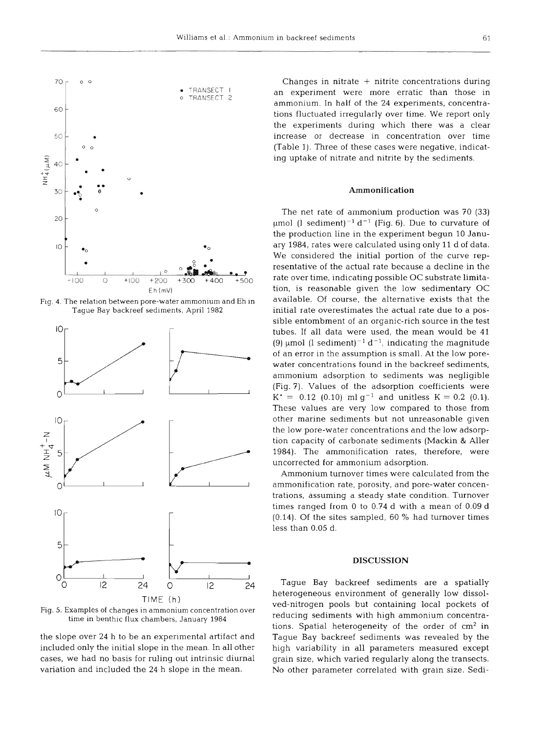Fig. 4. The relation between pore-water ammonium and Eh in Tague Bay backreef sediments, April 1982

Fig. 5. Examples of changes in ammonium concentration over time in benthic flux chambers, January 1984

the slope over 24 h to be an experimental artifact and included only the initial slope in the mean. In all other cases, we had no basis for ruling out intrinsic diurnal variation and included the 24 h slope in the mean.

Changes in nitrate + nitrite concentrations during an experiment were more erratic than those in ammonium. In half of the 24 experiments, concentrations fluctuated irregularly over time. We report only the experiments during which there was a clear increase or decrease in concentration over time (Table 1). Three of these cases were negative, indicating uptake of nitrate and nitrite by the sediments.

### Ammonification

The net rate of ammonium production was 70 (33) µmol (l sediment)$^{-1}$ d$^{-1}$ (Fig. 6). Due to curvature of the production line in the experiment begun 10 January 1984, rates were calculated using only 11 d of data. We considered the initial portion of the curve representative of the actual rate because a decline in the rate over time, indicating possible OC substrate limitation, is reasonable given the low sedimentary OC available. Of course, the alternative exists that the initial rate overestimates the actual rate due to a possible entombment of an organic-rich source in the test tubes. If all data were used, the mean would be 41 (9) µmol (l sediment)$^{-1}$ d$^{-1}$, indicating the magnitude of an error in the assumption is small. At the low pore-water concentrations found in the backreef sediments, ammonium adsorption to sediments was negligible (Fig. 7). Values of the adsorption coefficients were $K^{*}$ = 0.12 (0.10) ml g$^{-1}$ and unitless $K$ = 0.2 (0.1). These values are very low compared to those from other marine sediments but not unreasonable given the low pore-water concentrations and the low adsorption capacity of carbonate sediments (Mackin & Aller 1984). The ammonification rates, therefore, were uncorrected for ammonium adsorption.

Ammonium turnover times were calculated from the ammonification rate, porosity, and pore-water concentrations, assuming a steady state condition. Turnover times ranged from 0 to 0.74 d with a mean of 0.09 d (0.14). Of the sites sampled, 60 % had turnover times less than 0.05 d.

## DISCUSSION

Tague Bay backreef sediments are a spatially heterogeneous environment of generally low dissolved-nitrogen pools but containing local pockets of reducing sediments with high ammonium concentrations. Spatial heterogeneity of the order of cm$^2$ in Tague Bay backreef sediments was revealed by the high variability in all parameters measured except grain size, which varied regularly along the transects. No other parameter correlated with grain size. Sedi-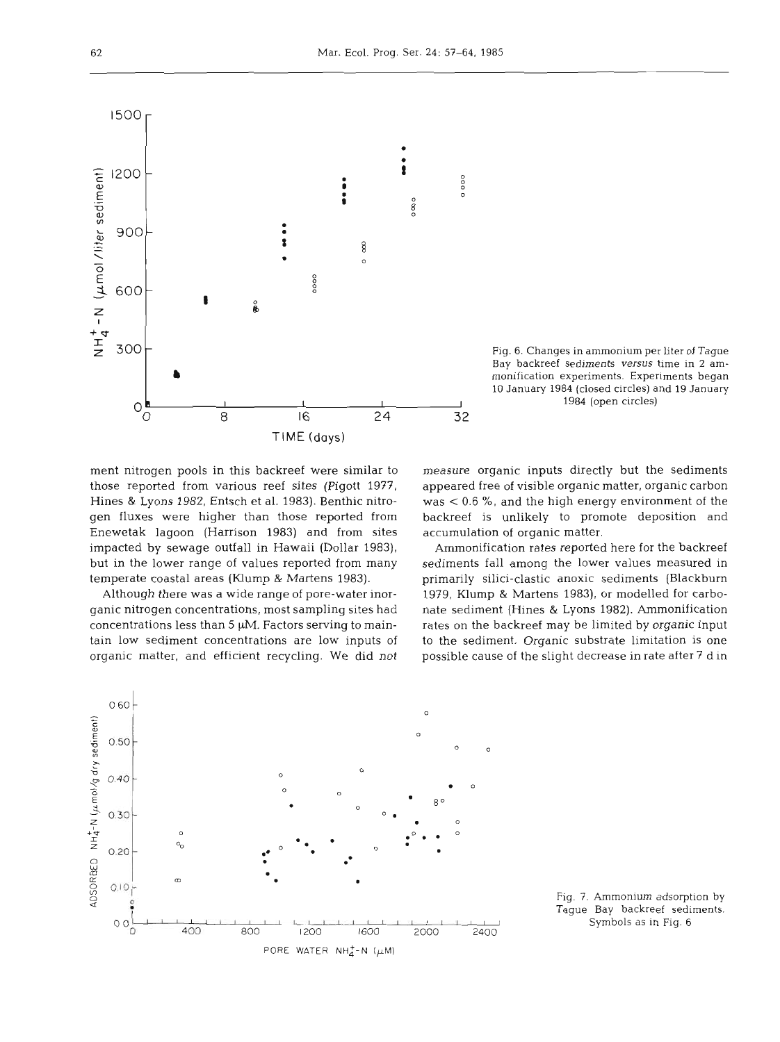Fig. 6. Changes in ammonium per liter of Tague Bay backreef sediments *versus* time in 2 ammonification experiments. Experiments began 10 January 1984 (closed circles) and 19 January 1984 (open circles)

ment nitrogen pools in this backreef were similar to those reported from various reef sites (Pigott 1977, Hines & Lyons 1982, Entsch et al. 1983). Benthic nitrogen fluxes were higher than those reported from Enewetak lagoon (Harrison 1983) and from sites impacted by sewage outfall in Hawaii (Dollar 1983), but in the lower range of values reported from many temperate coastal areas (Klump & Martens 1983).

Although there was a wide range of pore-water inorganic nitrogen concentrations, most sampling sites had concentrations less than 5 µM. Factors serving to maintain low sediment concentrations are low inputs of organic matter, and efficient recycling. We did not measure organic inputs directly but the sediments appeared free of visible organic matter, organic carbon was < 0.6 %, and the high energy environment of the backreef is unlikely to promote deposition and accumulation of organic matter.

Ammonification rates reported here for the backreef sediments fall among the lower values measured in primarily silici-clastic anoxic sediments (Blackburn 1979, Klump & Martens 1983), or modelled for carbonate sediment (Hines & Lyons 1982). Ammonification rates on the backreef may be limited by organic input to the sediment. Organic substrate limitation is one possible cause of the slight decrease in rate after 7 d in

Fig. 7. Ammonium adsorption by Tague Bay backreef sediments. Symbols as in Fig. 6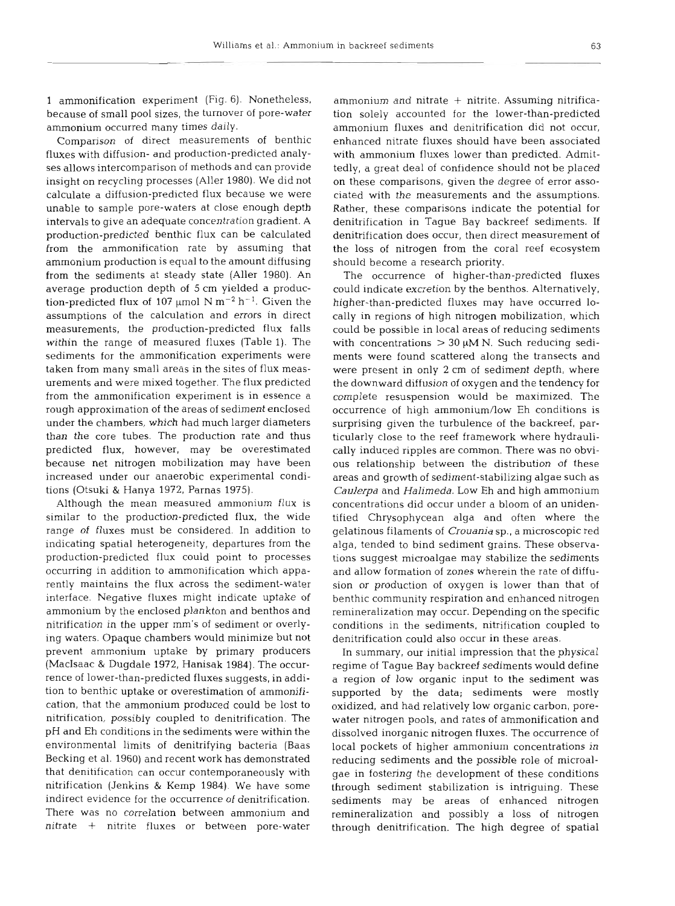1 ammonification experiment (Fig. 6). Nonetheless, because of small pool sizes, the turnover of pore-water ammonium occurred many times daily.

Comparison of direct measurements of benthic fluxes with diffusion- and production-predicted analyses allows intercomparison of methods and can provide insight on recycling processes (Aller 1980). We did not calculate a diffusion-predicted flux because we were unable to sample pore-waters at close enough depth intervals to give an adequate concentration gradient. A production-predicted benthic flux can be calculated from the ammonification rate by assuming that ammonium production is equal to the amount diffusing from the sediments at steady state (Aller 1980). An average production depth of 5 cm yielded a production-predicted flux of 107 µmol N $m^{-2}$ $h^{-1}$. Given the assumptions of the calculation and errors in direct measurements, the production-predicted flux falls within the range of measured fluxes (Table 1). The sediments for the ammonification experiments were taken from many small areas in the sites of flux measurements and were mixed together. The flux predicted from the ammonification experiment is in essence a rough approximation of the areas of sediment enclosed under the chambers, which had much larger diameters than the core tubes. The production rate and thus predicted flux, however, may be overestimated because net nitrogen mobilization may have been increased under our anaerobic experimental conditions (Otsuki & Hanya 1972, Parnas 1975).

Although the mean measured ammonium flux is similar to the production-predicted flux, the wide range of fluxes must be considered. In addition to indicating spatial heterogeneity, departures from the production-predicted flux could point to processes occurring in addition to ammonification which apparently maintains the flux across the sediment-water interface. Negative fluxes might indicate uptake of ammonium by the enclosed plankton and benthos and nitrification in the upper mm's of sediment or overlying waters. Opaque chambers would minimize but not prevent ammonium uptake by primary producers (MacIsaac & Dugdale 1972, Hanisak 1984). The occurrence of lower-than-predicted fluxes suggests, in addition to benthic uptake or overestimation of ammonification, that the ammonium produced could be lost to nitrification, possibly coupled to denitrification. The pH and Eh conditions in the sediments were within the environmental limits of denitrifying bacteria (Baas Becking et al. 1960) and recent work has demonstrated that denitification can occur contemporaneously with nitrification (Jenkins & Kemp 1984). We have some indirect evidence for the occurrence of denitrification. There was no correlation between ammonium and nitrate + nitrite fluxes or between pore-water ammonium and nitrate + nitrite. Assuming nitrification solely accounted for the lower-than-predicted ammonium fluxes and denitrification did not occur, enhanced nitrate fluxes should have been associated with ammonium fluxes lower than predicted. Admittedly, a great deal of confidence should not be placed on these comparisons, given the degree of error associated with the measurements and the assumptions. Rather, these comparisons indicate the potential for denitrification in Tague Bay backreef sediments. If denitrification does occur, then direct measurement of the loss of nitrogen from the coral reef ecosystem should become a research priority.

The occurrence of higher-than-predicted fluxes could indicate excretion by the benthos. Alternatively, higher-than-predicted fluxes may have occurred locally in regions of high nitrogen mobilization, which could be possible in local areas of reducing sediments with concentrations > 30 µM N. Such reducing sediments were found scattered along the transects and were present in only 2 cm of sediment depth, where the downward diffusion of oxygen and the tendency for complete resuspension would be maximized. The occurrence of high ammonium/low Eh conditions is surprising given the turbulence of the backreef, particularly close to the reef framework where hydraulically induced ripples are common. There was no obvious relationship between the distribution of these areas and growth of sediment-stabilizing algae such as *Caulerpa* and *Halimeda*. Low Eh and high ammonium concentrations did occur under a bloom of an unidentified Chrysophycean alga and often where the gelatinous filaments of *Crouania* sp., a microscopic red alga, tended to bind sediment grains. These observations suggest microalgae may stabilize the sediments and allow formation of zones wherein the rate of diffusion or production of oxygen is lower than that of benthic community respiration and enhanced nitrogen remineralization may occur. Depending on the specific conditions in the sediments, nitrification coupled to denitrification could also occur in these areas.

In summary, our initial impression that the physical regime of Tague Bay backreef sediments would define a region of low organic input to the sediment was supported by the data; sediments were mostly oxidized, and had relatively low organic carbon, pore-water nitrogen pools, and rates of ammonification and dissolved inorganic nitrogen fluxes. The occurrence of local pockets of higher ammonium concentrations in reducing sediments and the possible role of microalgae in fostering the development of these conditions through sediment stabilization is intriguing. These sediments may be areas of enhanced nitrogen remineralization and possibly a loss of nitrogen through denitrification. The high degree of spatial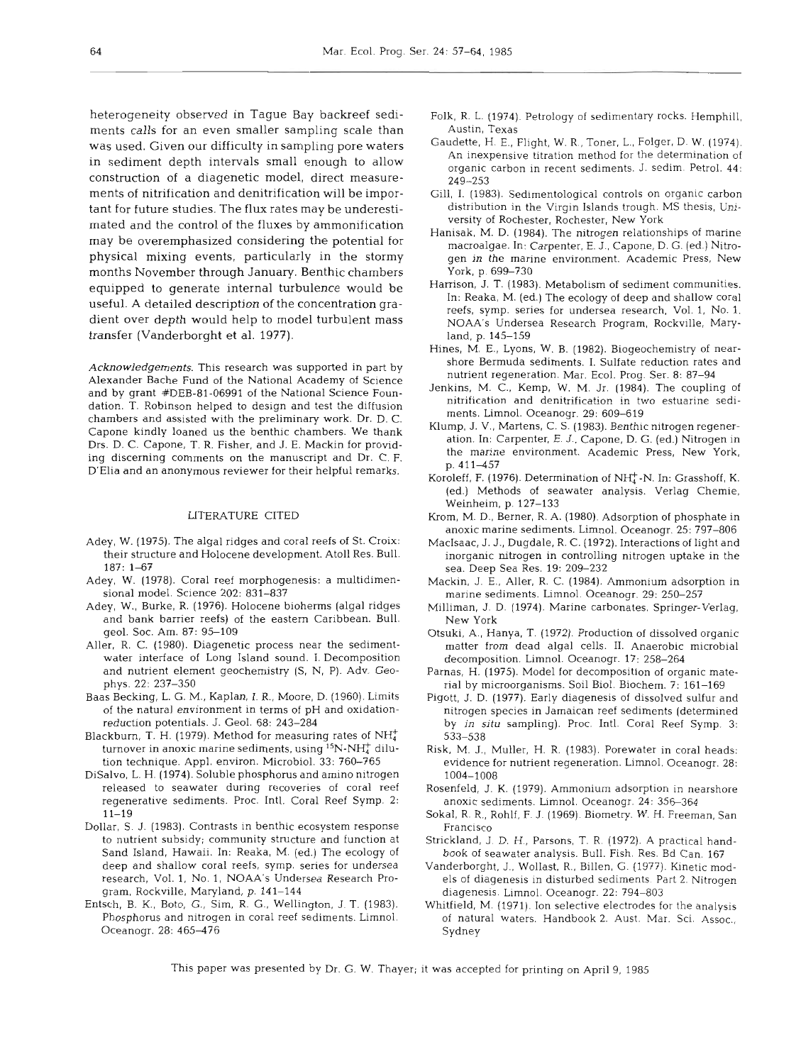heterogeneity observed in Tague Bay backreef sediments calls for an even smaller sampling scale than was used. Given our difficulty in sampling pore waters in sediment depth intervals small enough to allow construction of a diagenetic model, direct measurements of nitrification and denitrification will be important for future studies. The flux rates may be underestimated and the control of the fluxes by ammonification may be overemphasized considering the potential for physical mixing events, particularly in the stormy months November through January. Benthic chambers equipped to generate internal turbulence would be useful. A detailed description of the concentration gradient over depth would help to model turbulent mass transfer (Vanderborght et al. 1977).

*Acknowledgements.* This research was supported in part by Alexander Bache Fund of the National Academy of Science and by grant #DEB-81-06991 of the National Science Foundation. T. Robinson helped to design and test the diffusion chambers and assisted with the preliminary work. Dr. D. C. Capone kindly loaned us the benthic chambers. We thank Drs. D. C. Capone, T. R. Fisher, and J. E. Mackin for providing discerning comments on the manuscript and Dr. C. F. D'Elia and an anonymous reviewer for their helpful remarks.

## LITERATURE CITED

Adey, W. (1975). The algal ridges and coral reefs of St. Croix: their structure and Holocene development. Atoll Res. Bull. 187: 1–67

Adey, W. (1978). Coral reef morphogenesis: a multidimensional model. Science 202: 831–837

Adey, W., Burke, R. (1976). Holocene bioherms (algal ridges and bank barrier reefs) of the eastern Caribbean. Bull. geol. Soc. Am. 87: 95–109

Aller, R. C. (1980). Diagenetic process near the sediment-water interface of Long Island sound. I. Decomposition and nutrient element geochemistry (S, N, P). Adv. Geophys. 22: 237–350

Baas Becking, L. G. M., Kaplan, I. R., Moore, D. (1960). Limits of the natural environment in terms of pH and oxidation-reduction potentials. J. Geol. 68: 243–284

Blackburn, T. H. (1979). Method for measuring rates of $NH_4^+$ turnover in anoxic marine sediments, using $^{15}N$-$NH_4^+$ dilution technique. Appl. environ. Microbiol. 33: 760–765

DiSalvo, L. H. (1974). Soluble phosphorus and amino nitrogen released to seawater during recoveries of coral reef regenerative sediments. Proc. Intl. Coral Reef Symp. 2: 11–19

Dollar, S. J. (1983). Contrasts in benthic ecosystem response to nutrient subsidy; community structure and function at Sand Island, Hawaii. In: Reaka, M. (ed.) The ecology of deep and shallow coral reefs, symp. series for undersea research, Vol. 1, No. 1, NOAA's Undersea Research Program, Rockville, Maryland, p. 141–144

Entsch, B. K., Boto, G., Sim, R. G., Wellington, J. T. (1983). Phosphorus and nitrogen in coral reef sediments. Limnol. Oceanogr. 28: 465–476

Folk, R. L. (1974). Petrology of sedimentary rocks. Hemphill, Austin, Texas

Gaudette, H. E., Flight, W. R., Toner, L., Folger, D. W. (1974). An inexpensive titration method for the determination of organic carbon in recent sediments. J. sedim. Petrol. 44: 249–253

Gill, I. (1983). Sedimentological controls on organic carbon distribution in the Virgin Islands trough. MS thesis, University of Rochester, Rochester, New York

Hanisak, M. D. (1984). The nitrogen relationships of marine macroalgae. In: Carpenter, E. J., Capone, D. G. (ed.) Nitrogen in the marine environment. Academic Press, New York, p. 699–730

Harrison, J. T. (1983). Metabolism of sediment communities. In: Reaka, M. (ed.) The ecology of deep and shallow coral reefs, symp. series for undersea research, Vol. 1, No. 1. NOAA's Undersea Research Program, Rockville, Maryland, p. 145–159

Hines, M. E., Lyons, W. B. (1982). Biogeochemistry of nearshore Bermuda sediments. I. Sulfate reduction rates and nutrient regeneration. Mar. Ecol. Prog. Ser. 8: 87–94

Jenkins, M. C., Kemp, W. M. Jr. (1984). The coupling of nitrification and denitrification in two estuarine sediments. Limnol. Oceanogr. 29: 609–619

Klump, J. V., Martens, C. S. (1983). Benthic nitrogen regeneration. In: Carpenter, E. J., Capone, D. G. (ed.) Nitrogen in the marine environment. Academic Press, New York, p. 411–457

Koroleff, F. (1976). Determination of $NH_4^+$-N. In: Grasshoff, K. (ed.) Methods of seawater analysis. Verlag Chemie, Weinheim, p. 127–133

Krom, M. D., Berner, R. A. (1980). Adsorption of phosphate in anoxic marine sediments. Limnol. Oceanogr. 25: 797–806

MacIsaac, J. J., Dugdale, R. C. (1972). Interactions of light and inorganic nitrogen in controlling nitrogen uptake in the sea. Deep Sea Res. 19: 209–232

Mackin, J. E., Aller, R. C. (1984). Ammonium adsorption in marine sediments. Limnol. Oceanogr. 29: 250–257

Milliman, J. D. (1974). Marine carbonates. Springer-Verlag, New York

Otsuki, A., Hanya, T. (1972). Production of dissolved organic matter from dead algal cells. II. Anaerobic microbial decomposition. Limnol. Oceanogr. 17: 258–264

Parnas, H. (1975). Model for decomposition of organic material by microorganisms. Soil Biol. Biochem. 7: 161–169

Pigott, J. D. (1977). Early diagenesis of dissolved sulfur and nitrogen species in Jamaican reef sediments (determined by *in situ* sampling). Proc. Intl. Coral Reef Symp. 3: 533–538

Risk, M. J., Muller, H. R. (1983). Porewater in coral heads: evidence for nutrient regeneration. Limnol. Oceanogr. 28: 1004–1008

Rosenfeld, J. K. (1979). Ammonium adsorption in nearshore anoxic sediments. Limnol. Oceanogr. 24: 356–364

Sokal, R. R., Rohlf, F. J. (1969). Biometry. W. H. Freeman, San Francisco

Strickland, J. D. H., Parsons, T. R. (1972). A practical handbook of seawater analysis. Bull. Fish. Res. Bd Can. 167

Vanderborght, J., Wollast, R., Billen, G. (1977). Kinetic models of diagenesis in disturbed sediments. Part 2. Nitrogen diagenesis. Limnol. Oceanogr. 22: 794–803

Whitfield, M. (1971). Ion selective electrodes for the analysis of natural waters. Handbook 2. Aust. Mar. Sci. Assoc., Sydney

This paper was presented by Dr. G. W. Thayer; it was accepted for printing on April 9, 1985